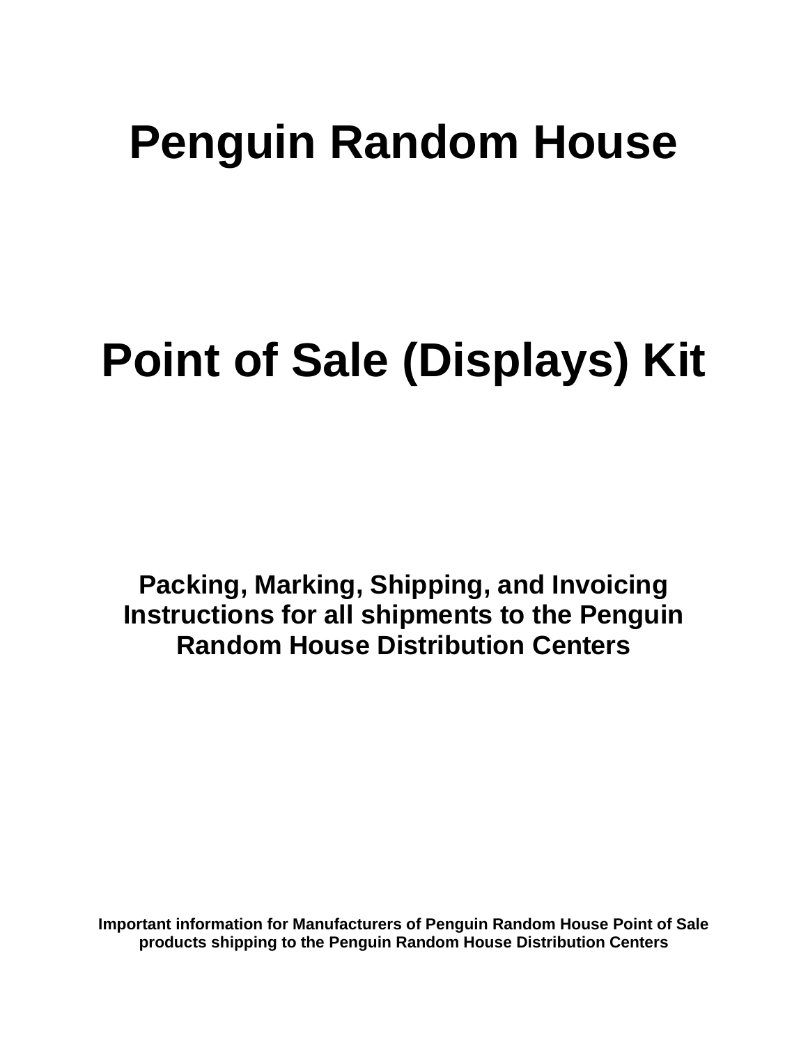# Penguin Random House

# Point of Sale (Displays) Kit

## Packing, Marking, Shipping, and Invoicing Instructions for all shipments to the Penguin Random House Distribution Centers

**Important information for Manufacturers of Penguin Random House Point of Sale products shipping to the Penguin Random House Distribution Centers**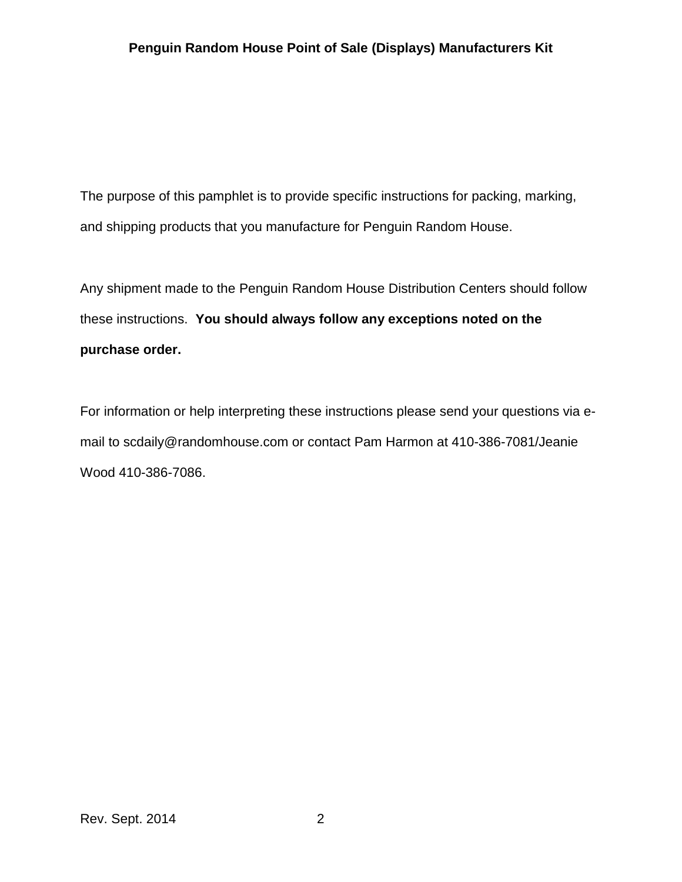The purpose of this pamphlet is to provide specific instructions for packing, marking, and shipping products that you manufacture for Penguin Random House.

Any shipment made to the Penguin Random House Distribution Centers should follow these instructions. **You should always follow any exceptions noted on the purchase order.**

For information or help interpreting these instructions please send your questions via e-mail to scdaily@randomhouse.com or contact Pam Harmon at 410-386-7081/Jeanie Wood 410-386-7086.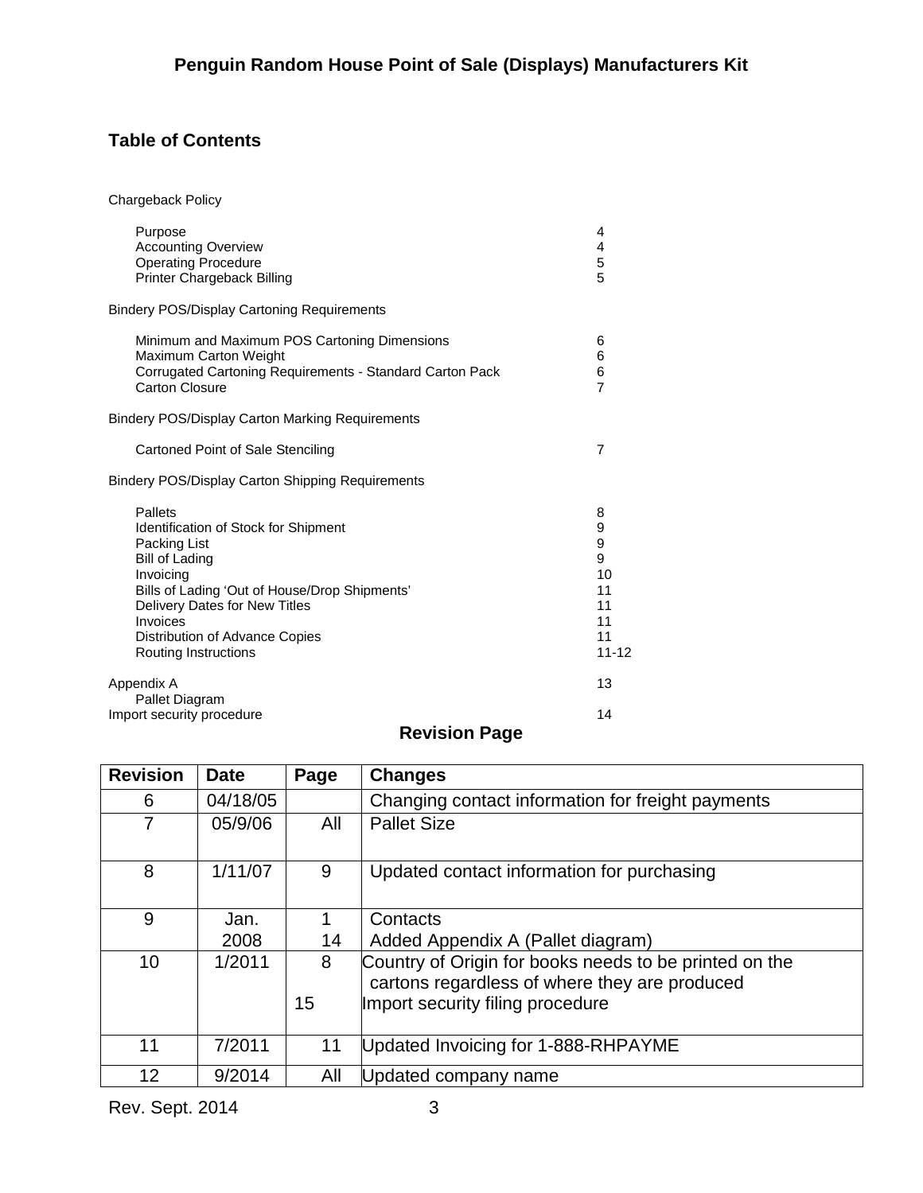# Penguin Random House Point of Sale (Displays) Manufacturers Kit

## Table of Contents

Chargeback Policy

| | |
|---|---|
| Purpose | 4 |
| Accounting Overview | 4 |
| Operating Procedure | 5 |
| Printer Chargeback Billing | 5 |

Bindery POS/Display Cartoning Requirements

| | |
|---|---|
| Minimum and Maximum POS Cartoning Dimensions | 6 |
| Maximum Carton Weight | 6 |
| Corrugated Cartoning Requirements - Standard Carton Pack | 6 |
| Carton Closure | 7 |

Bindery POS/Display Carton Marking Requirements

| | |
|---|---|
| Cartoned Point of Sale Stenciling | 7 |

Bindery POS/Display Carton Shipping Requirements

| | |
|---|---|
| Pallets | 8 |
| Identification of Stock for Shipment | 9 |
| Packing List | 9 |
| Bill of Lading | 9 |
| Invoicing | 10 |
| Bills of Lading 'Out of House/Drop Shipments' | 11 |
| Delivery Dates for New Titles | 11 |
| Invoices | 11 |
| Distribution of Advance Copies | 11 |
| Routing Instructions | 11-12 |

| | |
|---|---|
| Appendix A<br>Pallet Diagram | 13 |
| Import security procedure | 14 |

## Revision Page

| Revision | Date | Page | Changes |
|---|---|---|---|
| 6 | 04/18/05 | | Changing contact information for freight payments |
| 7 | 05/9/06 | All | Pallet Size |
| 8 | 1/11/07 | 9 | Updated contact information for purchasing |
| 9 | Jan. 2008 | 1<br>14 | Contacts<br>Added Appendix A (Pallet diagram) |
| 10 | 1/2011 | 8<br><br>15 | Country of Origin for books needs to be printed on the cartons regardless of where they are produced<br>Import security filing procedure |
| 11 | 7/2011 | 11 | Updated Invoicing for 1-888-RHPAYME |
| 12 | 9/2014 | All | Updated company name |

Rev. Sept. 2014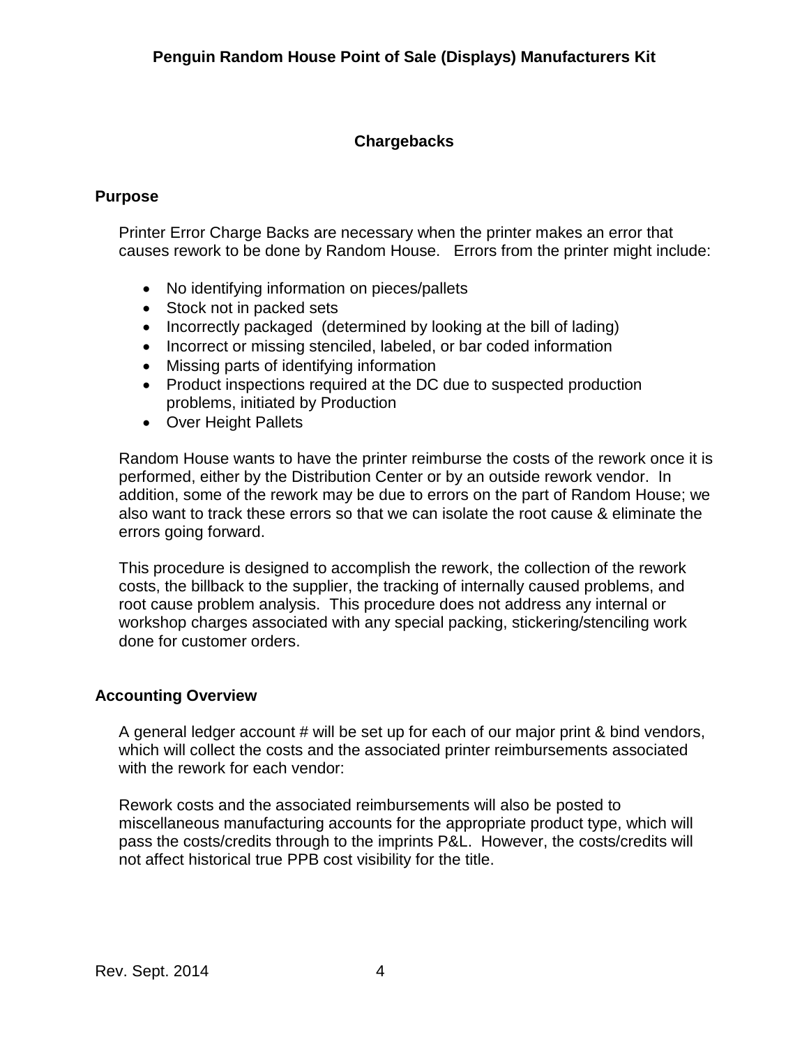## Chargebacks

### Purpose

Printer Error Charge Backs are necessary when the printer makes an error that causes rework to be done by Random House. Errors from the printer might include:

- No identifying information on pieces/pallets
- Stock not in packed sets
- Incorrectly packaged (determined by looking at the bill of lading)
- Incorrect or missing stenciled, labeled, or bar coded information
- Missing parts of identifying information
- Product inspections required at the DC due to suspected production problems, initiated by Production
- Over Height Pallets

Random House wants to have the printer reimburse the costs of the rework once it is performed, either by the Distribution Center or by an outside rework vendor. In addition, some of the rework may be due to errors on the part of Random House; we also want to track these errors so that we can isolate the root cause & eliminate the errors going forward.

This procedure is designed to accomplish the rework, the collection of the rework costs, the billback to the supplier, the tracking of internally caused problems, and root cause problem analysis. This procedure does not address any internal or workshop charges associated with any special packing, stickering/stenciling work done for customer orders.

### Accounting Overview

A general ledger account # will be set up for each of our major print & bind vendors, which will collect the costs and the associated printer reimbursements associated with the rework for each vendor:

Rework costs and the associated reimbursements will also be posted to miscellaneous manufacturing accounts for the appropriate product type, which will pass the costs/credits through to the imprints P&L. However, the costs/credits will not affect historical true PPB cost visibility for the title.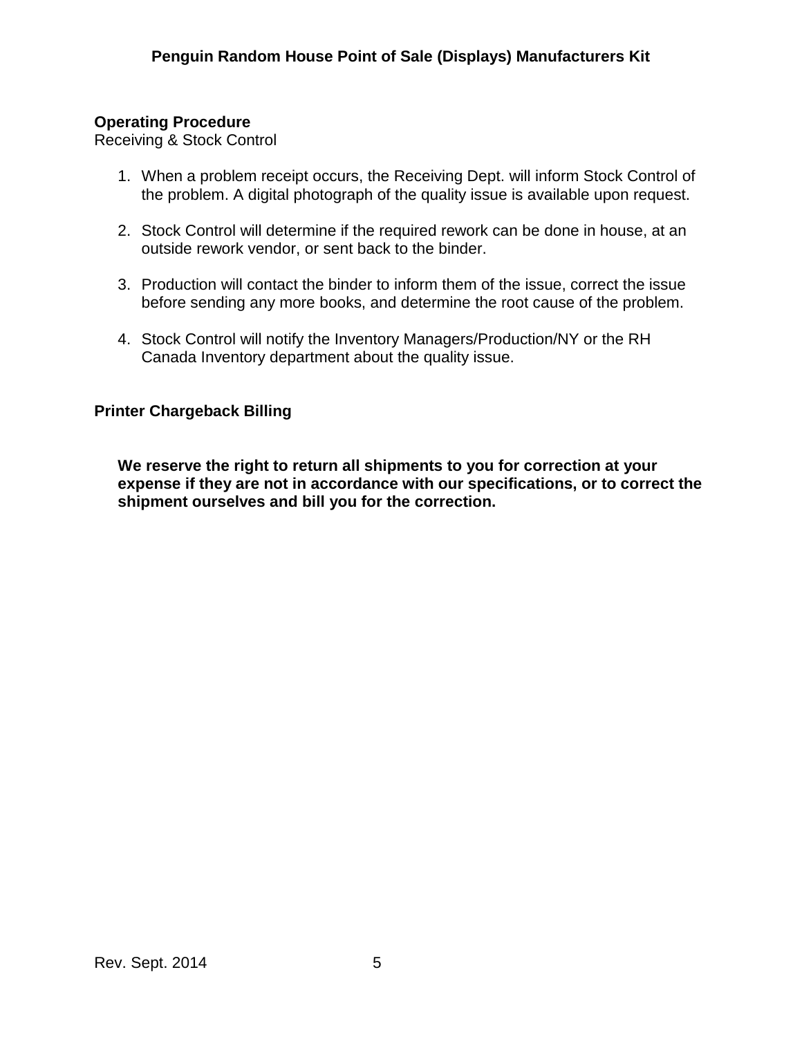**Operating Procedure**
Receiving & Stock Control

1. When a problem receipt occurs, the Receiving Dept. will inform Stock Control of the problem. A digital photograph of the quality issue is available upon request.

2. Stock Control will determine if the required rework can be done in house, at an outside rework vendor, or sent back to the binder.

3. Production will contact the binder to inform them of the issue, correct the issue before sending any more books, and determine the root cause of the problem.

4. Stock Control will notify the Inventory Managers/Production/NY or the RH Canada Inventory department about the quality issue.

**Printer Chargeback Billing**

**We reserve the right to return all shipments to you for correction at your expense if they are not in accordance with our specifications, or to correct the shipment ourselves and bill you for the correction.**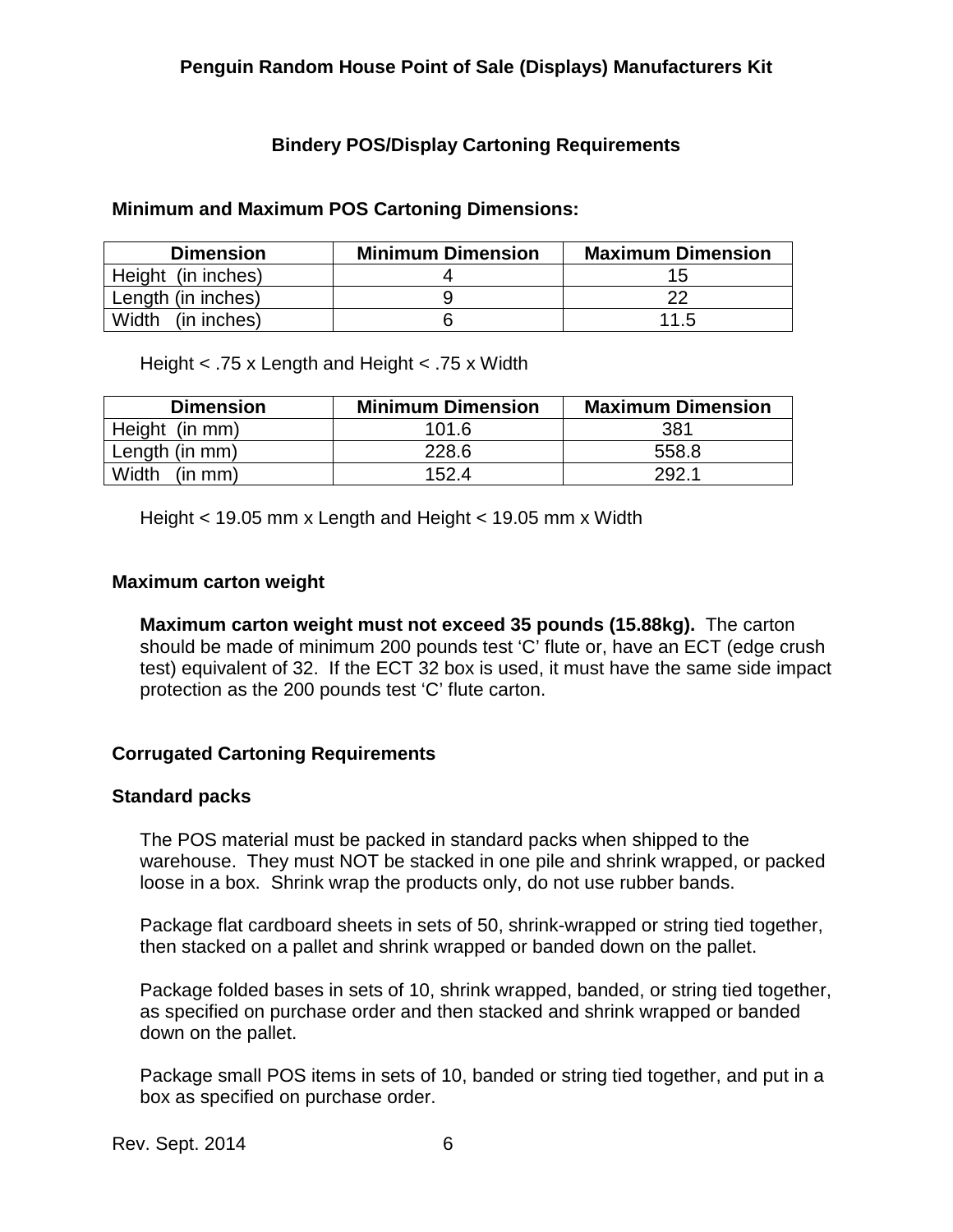## Bindery POS/Display Cartoning Requirements

### Minimum and Maximum POS Cartoning Dimensions:

| Dimension | Minimum Dimension | Maximum Dimension |
|---|---|---|
| Height (in inches) | 4 | 15 |
| Length (in inches) | 9 | 22 |
| Width (in inches) | 6 | 11.5 |

Height < .75 x Length and Height < .75 x Width

| Dimension | Minimum Dimension | Maximum Dimension |
|---|---|---|
| Height (in mm) | 101.6 | 381 |
| Length (in mm) | 228.6 | 558.8 |
| Width (in mm) | 152.4 | 292.1 |

Height < 19.05 mm x Length and Height < 19.05 mm x Width

### Maximum carton weight

**Maximum carton weight must not exceed 35 pounds (15.88kg).** The carton should be made of minimum 200 pounds test ‘C’ flute or, have an ECT (edge crush test) equivalent of 32. If the ECT 32 box is used, it must have the same side impact protection as the 200 pounds test ‘C’ flute carton.

### Corrugated Cartoning Requirements

### Standard packs

The POS material must be packed in standard packs when shipped to the warehouse. They must NOT be stacked in one pile and shrink wrapped, or packed loose in a box. Shrink wrap the products only, do not use rubber bands.

Package flat cardboard sheets in sets of 50, shrink-wrapped or string tied together, then stacked on a pallet and shrink wrapped or banded down on the pallet.

Package folded bases in sets of 10, shrink wrapped, banded, or string tied together, as specified on purchase order and then stacked and shrink wrapped or banded down on the pallet.

Package small POS items in sets of 10, banded or string tied together, and put in a box as specified on purchase order.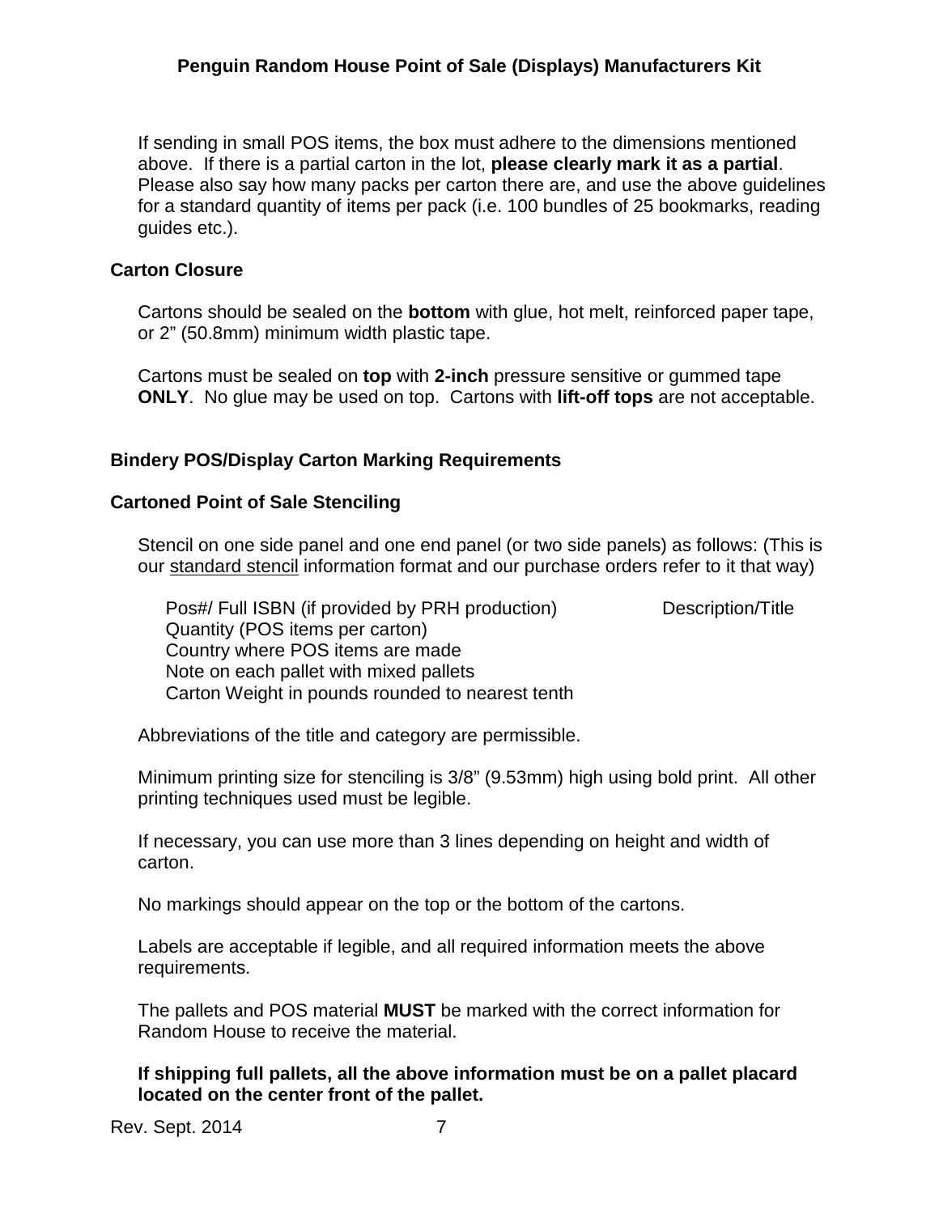If sending in small POS items, the box must adhere to the dimensions mentioned above. If there is a partial carton in the lot, **please clearly mark it as a partial**. Please also say how many packs per carton there are, and use the above guidelines for a standard quantity of items per pack (i.e. 100 bundles of 25 bookmarks, reading guides etc.).

### Carton Closure

Cartons should be sealed on the **bottom** with glue, hot melt, reinforced paper tape, or 2" (50.8mm) minimum width plastic tape.

Cartons must be sealed on **top** with **2-inch** pressure sensitive or gummed tape **ONLY**. No glue may be used on top. Cartons with **lift-off tops** are not acceptable.

### Bindery POS/Display Carton Marking Requirements

### Cartoned Point of Sale Stenciling

Stencil on one side panel and one end panel (or two side panels) as follows: (This is our standard stencil information format and our purchase orders refer to it that way)

Pos#/ Full ISBN (if provided by PRH production) Description/Title
Quantity (POS items per carton)
Country where POS items are made
Note on each pallet with mixed pallets
Carton Weight in pounds rounded to nearest tenth

Abbreviations of the title and category are permissible.

Minimum printing size for stenciling is 3/8" (9.53mm) high using bold print. All other printing techniques used must be legible.

If necessary, you can use more than 3 lines depending on height and width of carton.

No markings should appear on the top or the bottom of the cartons.

Labels are acceptable if legible, and all required information meets the above requirements.

The pallets and POS material **MUST** be marked with the correct information for Random House to receive the material.

**If shipping full pallets, all the above information must be on a pallet placard located on the center front of the pallet.**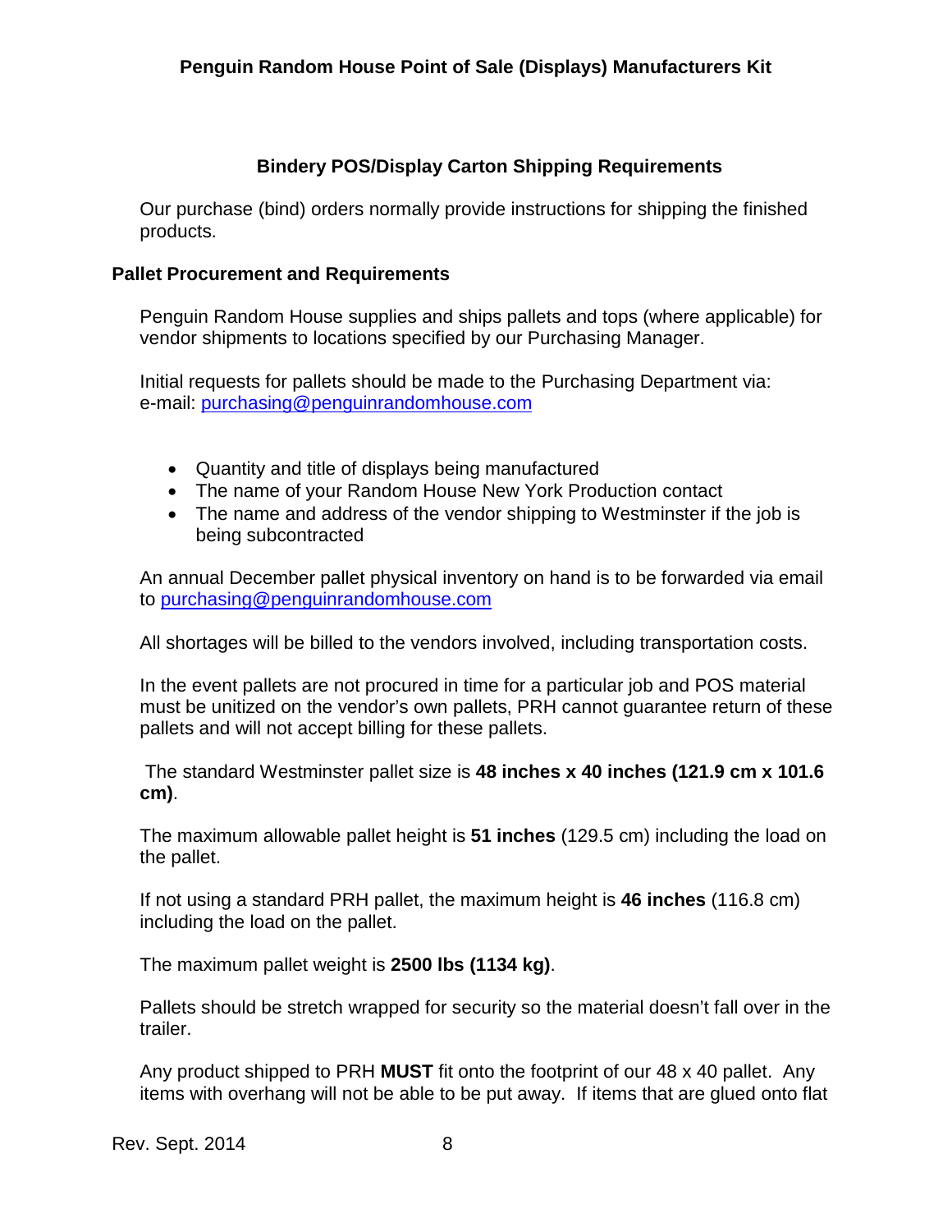## Bindery POS/Display Carton Shipping Requirements

Our purchase (bind) orders normally provide instructions for shipping the finished products.

### Pallet Procurement and Requirements

Penguin Random House supplies and ships pallets and tops (where applicable) for vendor shipments to locations specified by our Purchasing Manager.

Initial requests for pallets should be made to the Purchasing Department via:
e-mail: purchasing@penguinrandomhouse.com

- Quantity and title of displays being manufactured
- The name of your Random House New York Production contact
- The name and address of the vendor shipping to Westminster if the job is being subcontracted

An annual December pallet physical inventory on hand is to be forwarded via email to purchasing@penguinrandomhouse.com

All shortages will be billed to the vendors involved, including transportation costs.

In the event pallets are not procured in time for a particular job and POS material must be unitized on the vendor's own pallets, PRH cannot guarantee return of these pallets and will not accept billing for these pallets.

The standard Westminster pallet size is **48 inches x 40 inches (121.9 cm x 101.6 cm)**.

The maximum allowable pallet height is **51 inches** (129.5 cm) including the load on the pallet.

If not using a standard PRH pallet, the maximum height is **46 inches** (116.8 cm) including the load on the pallet.

The maximum pallet weight is **2500 lbs (1134 kg)**.

Pallets should be stretch wrapped for security so the material doesn't fall over in the trailer.

Any product shipped to PRH **MUST** fit onto the footprint of our 48 x 40 pallet. Any items with overhang will not be able to be put away. If items that are glued onto flat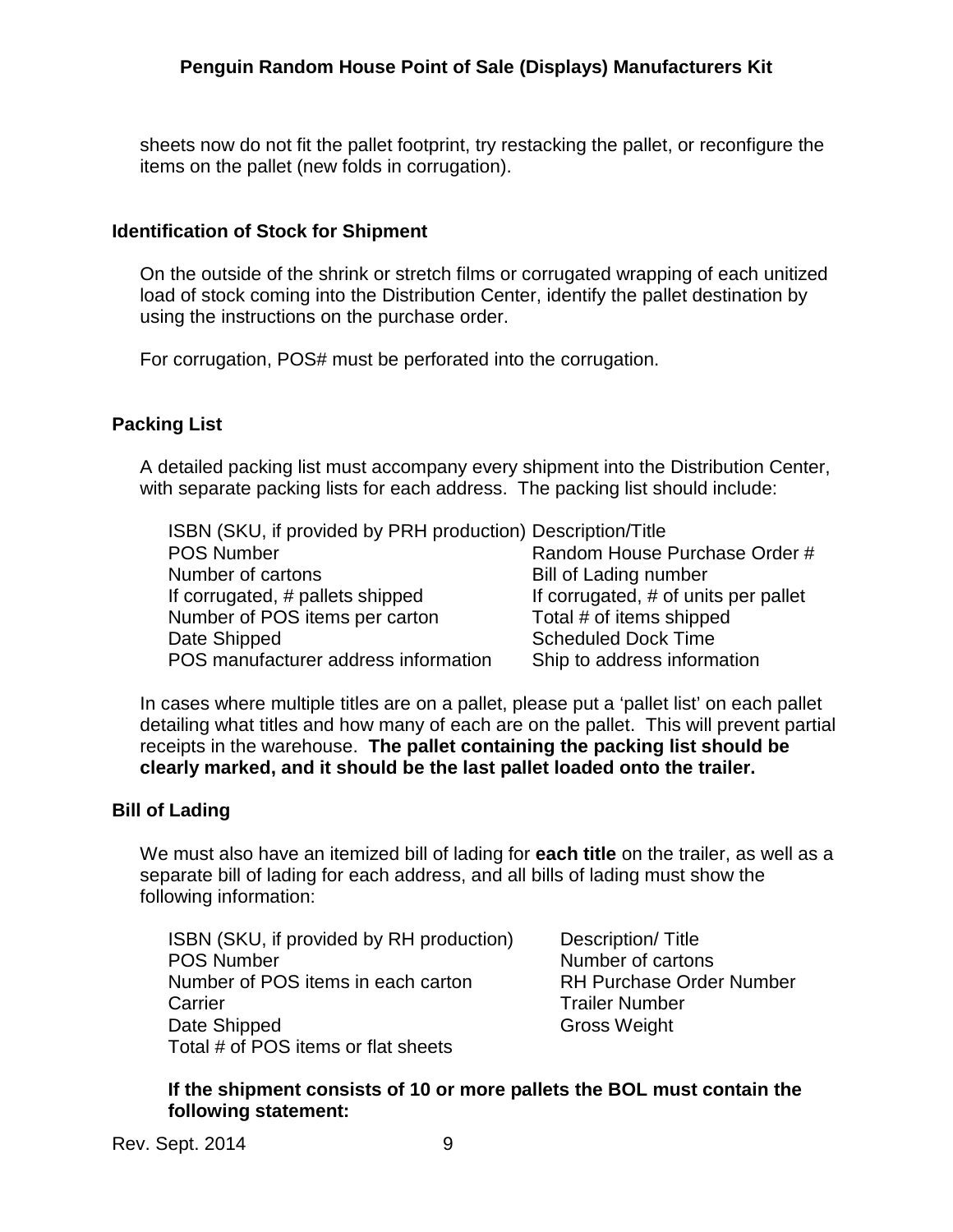sheets now do not fit the pallet footprint, try restacking the pallet, or reconfigure the items on the pallet (new folds in corrugation).

## Identification of Stock for Shipment

On the outside of the shrink or stretch films or corrugated wrapping of each unitized load of stock coming into the Distribution Center, identify the pallet destination by using the instructions on the purchase order.

For corrugation, POS# must be perforated into the corrugation.

## Packing List

A detailed packing list must accompany every shipment into the Distribution Center, with separate packing lists for each address. The packing list should include:

| | |
|---|---|
| ISBN (SKU, if provided by PRH production) | Description/Title |
| POS Number | Random House Purchase Order # |
| Number of cartons | Bill of Lading number |
| If corrugated, # pallets shipped | If corrugated, # of units per pallet |
| Number of POS items per carton | Total # of items shipped |
| Date Shipped | Scheduled Dock Time |
| POS manufacturer address information | Ship to address information |

In cases where multiple titles are on a pallet, please put a 'pallet list' on each pallet detailing what titles and how many of each are on the pallet. This will prevent partial receipts in the warehouse. **The pallet containing the packing list should be clearly marked, and it should be the last pallet loaded onto the trailer.**

## Bill of Lading

We must also have an itemized bill of lading for **each title** on the trailer, as well as a separate bill of lading for each address, and all bills of lading must show the following information:

| | |
|---|---|
| ISBN (SKU, if provided by RH production) | Description/ Title |
| POS Number | Number of cartons |
| Number of POS items in each carton | RH Purchase Order Number |
| Carrier | Trailer Number |
| Date Shipped | Gross Weight |
| Total # of POS items or flat sheets | |

**If the shipment consists of 10 or more pallets the BOL must contain the following statement:**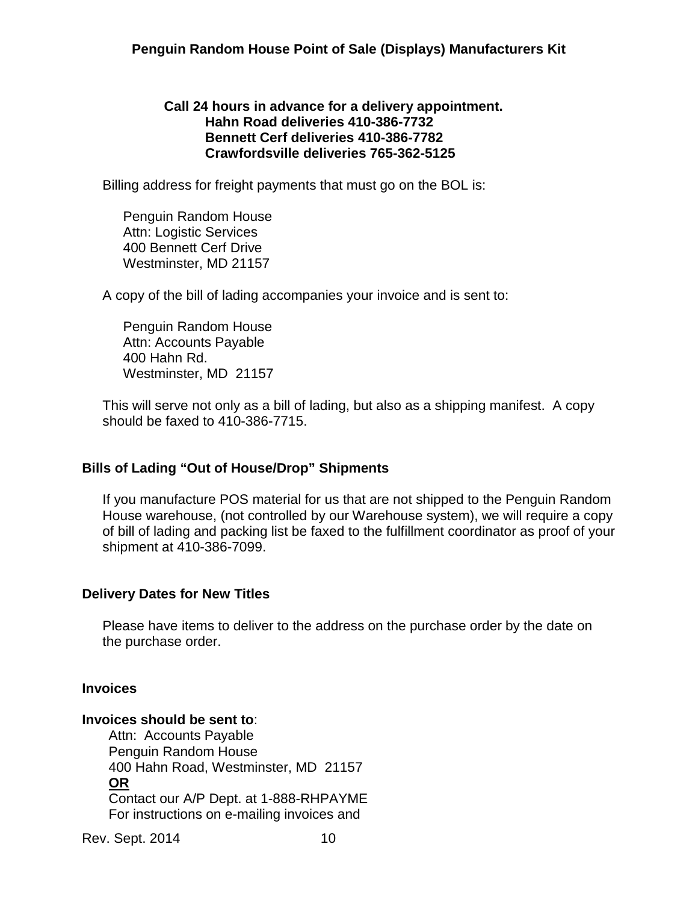**Call 24 hours in advance for a delivery appointment.**
**Hahn Road deliveries 410-386-7732**
**Bennett Cerf deliveries 410-386-7782**
**Crawfordsville deliveries 765-362-5125**

Billing address for freight payments that must go on the BOL is:

Penguin Random House
Attn: Logistic Services
400 Bennett Cerf Drive
Westminster, MD 21157

A copy of the bill of lading accompanies your invoice and is sent to:

Penguin Random House
Attn: Accounts Payable
400 Hahn Rd.
Westminster, MD 21157

This will serve not only as a bill of lading, but also as a shipping manifest. A copy should be faxed to 410-386-7715.

### Bills of Lading "Out of House/Drop" Shipments

If you manufacture POS material for us that are not shipped to the Penguin Random House warehouse, (not controlled by our Warehouse system), we will require a copy of bill of lading and packing list be faxed to the fulfillment coordinator as proof of your shipment at 410-386-7099.

### Delivery Dates for New Titles

Please have items to deliver to the address on the purchase order by the date on the purchase order.

### Invoices

**Invoices should be sent to**:

Attn: Accounts Payable
Penguin Random House
400 Hahn Road, Westminster, MD 21157
**OR**
Contact our A/P Dept. at 1-888-RHPAYME
For instructions on e-mailing invoices and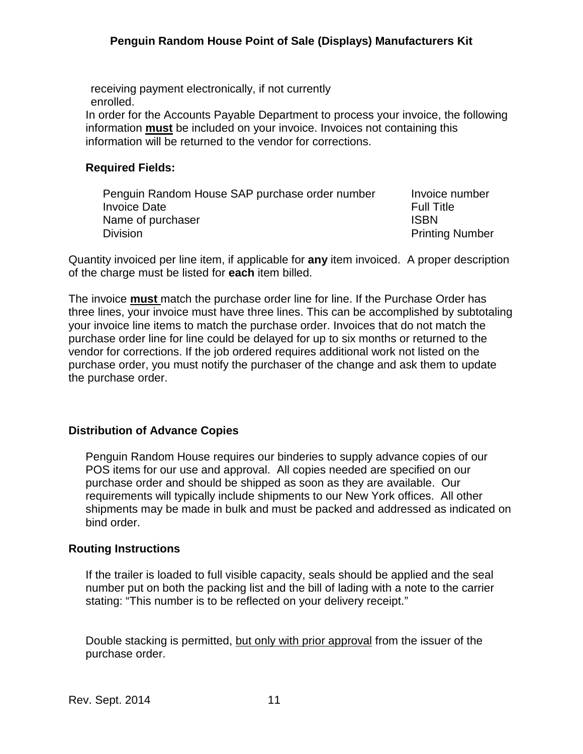receiving payment electronically, if not currently enrolled.

In order for the Accounts Payable Department to process your invoice, the following information **must** be included on your invoice. Invoices not containing this information will be returned to the vendor for corrections.

**Required Fields:**

| | |
|---|---|
| Penguin Random House SAP purchase order number | Invoice number |
| Invoice Date | Full Title |
| Name of purchaser | ISBN |
| Division | Printing Number |

Quantity invoiced per line item, if applicable for **any** item invoiced. A proper description of the charge must be listed for **each** item billed.

The invoice **must** match the purchase order line for line. If the Purchase Order has three lines, your invoice must have three lines. This can be accomplished by subtotaling your invoice line items to match the purchase order. Invoices that do not match the purchase order line for line could be delayed for up to six months or returned to the vendor for corrections. If the job ordered requires additional work not listed on the purchase order, you must notify the purchaser of the change and ask them to update the purchase order.

## Distribution of Advance Copies

Penguin Random House requires our binderies to supply advance copies of our POS items for our use and approval. All copies needed are specified on our purchase order and should be shipped as soon as they are available. Our requirements will typically include shipments to our New York offices. All other shipments may be made in bulk and must be packed and addressed as indicated on bind order.

## Routing Instructions

If the trailer is loaded to full visible capacity, seals should be applied and the seal number put on both the packing list and the bill of lading with a note to the carrier stating: "This number is to be reflected on your delivery receipt."

Double stacking is permitted, but only with prior approval from the issuer of the purchase order.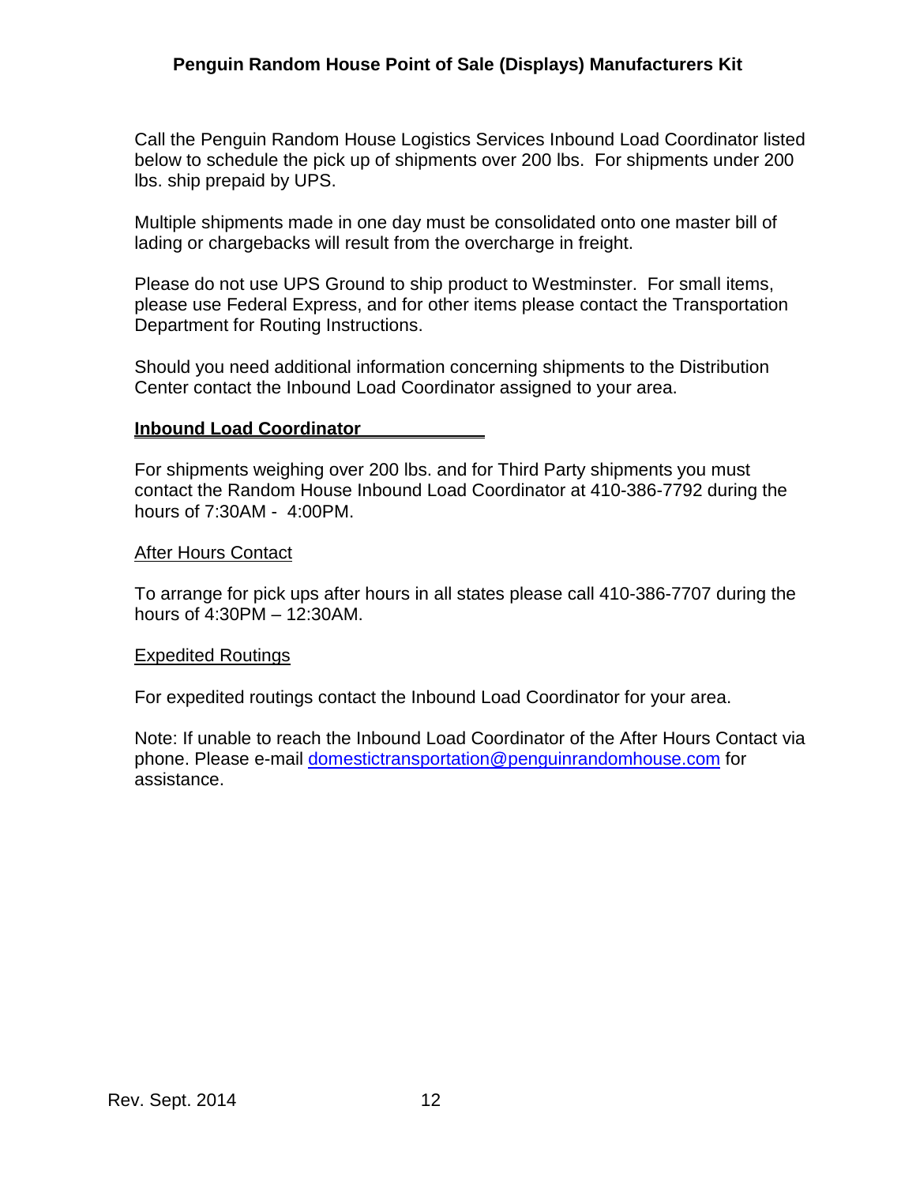Call the Penguin Random House Logistics Services Inbound Load Coordinator listed below to schedule the pick up of shipments over 200 lbs. For shipments under 200 lbs. ship prepaid by UPS.

Multiple shipments made in one day must be consolidated onto one master bill of lading or chargebacks will result from the overcharge in freight.

Please do not use UPS Ground to ship product to Westminster. For small items, please use Federal Express, and for other items please contact the Transportation Department for Routing Instructions.

Should you need additional information concerning shipments to the Distribution Center contact the Inbound Load Coordinator assigned to your area.

## Inbound Load Coordinator

For shipments weighing over 200 lbs. and for Third Party shipments you must contact the Random House Inbound Load Coordinator at 410-386-7792 during the hours of 7:30AM - 4:00PM.

### After Hours Contact

To arrange for pick ups after hours in all states please call 410-386-7707 during the hours of 4:30PM – 12:30AM.

### Expedited Routings

For expedited routings contact the Inbound Load Coordinator for your area.

Note: If unable to reach the Inbound Load Coordinator of the After Hours Contact via phone. Please e-mail domestictransportation@penguinrandomhouse.com for assistance.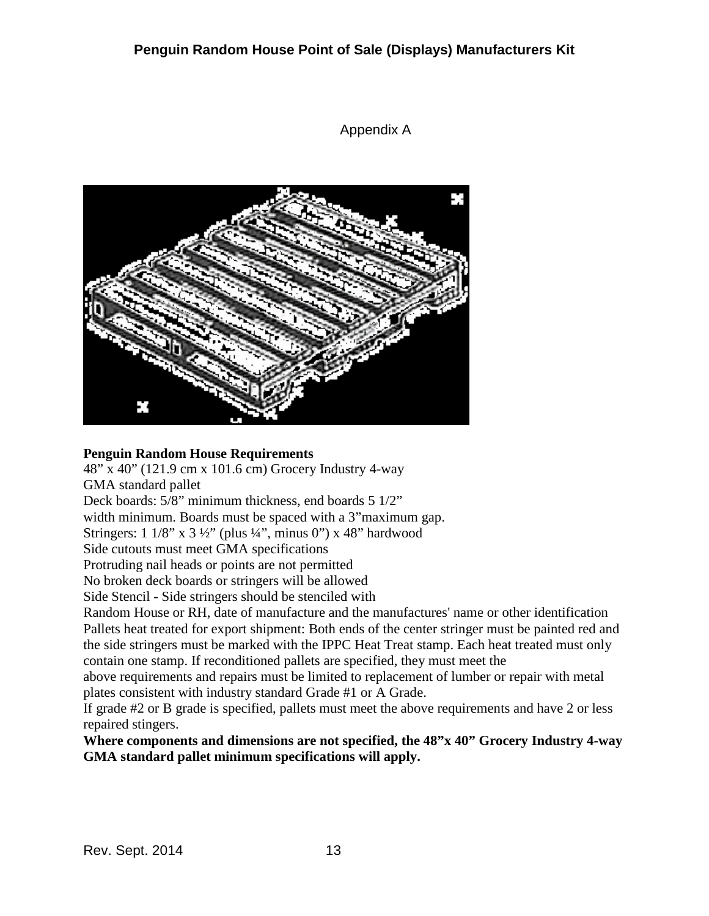Appendix A

**Penguin Random House Requirements**

48" x 40" (121.9 cm x 101.6 cm) Grocery Industry 4-way GMA standard pallet
Deck boards: 5/8" minimum thickness, end boards 5 1/2" width minimum. Boards must be spaced with a 3"maximum gap.
Stringers: 1 1/8" x 3 ½" (plus ¼", minus 0") x 48" hardwood
Side cutouts must meet GMA specifications
Protruding nail heads or points are not permitted
No broken deck boards or stringers will be allowed
Side Stencil - Side stringers should be stenciled with Random House or RH, date of manufacture and the manufactures' name or other identification
Pallets heat treated for export shipment: Both ends of the center stringer must be painted red and the side stringers must be marked with the IPPC Heat Treat stamp. Each heat treated must only contain one stamp. If reconditioned pallets are specified, they must meet the above requirements and repairs must be limited to replacement of lumber or repair with metal plates consistent with industry standard Grade #1 or A Grade.
If grade #2 or B grade is specified, pallets must meet the above requirements and have 2 or less repaired stringers.

**Where components and dimensions are not specified, the 48"x 40" Grocery Industry 4-way GMA standard pallet minimum specifications will apply.**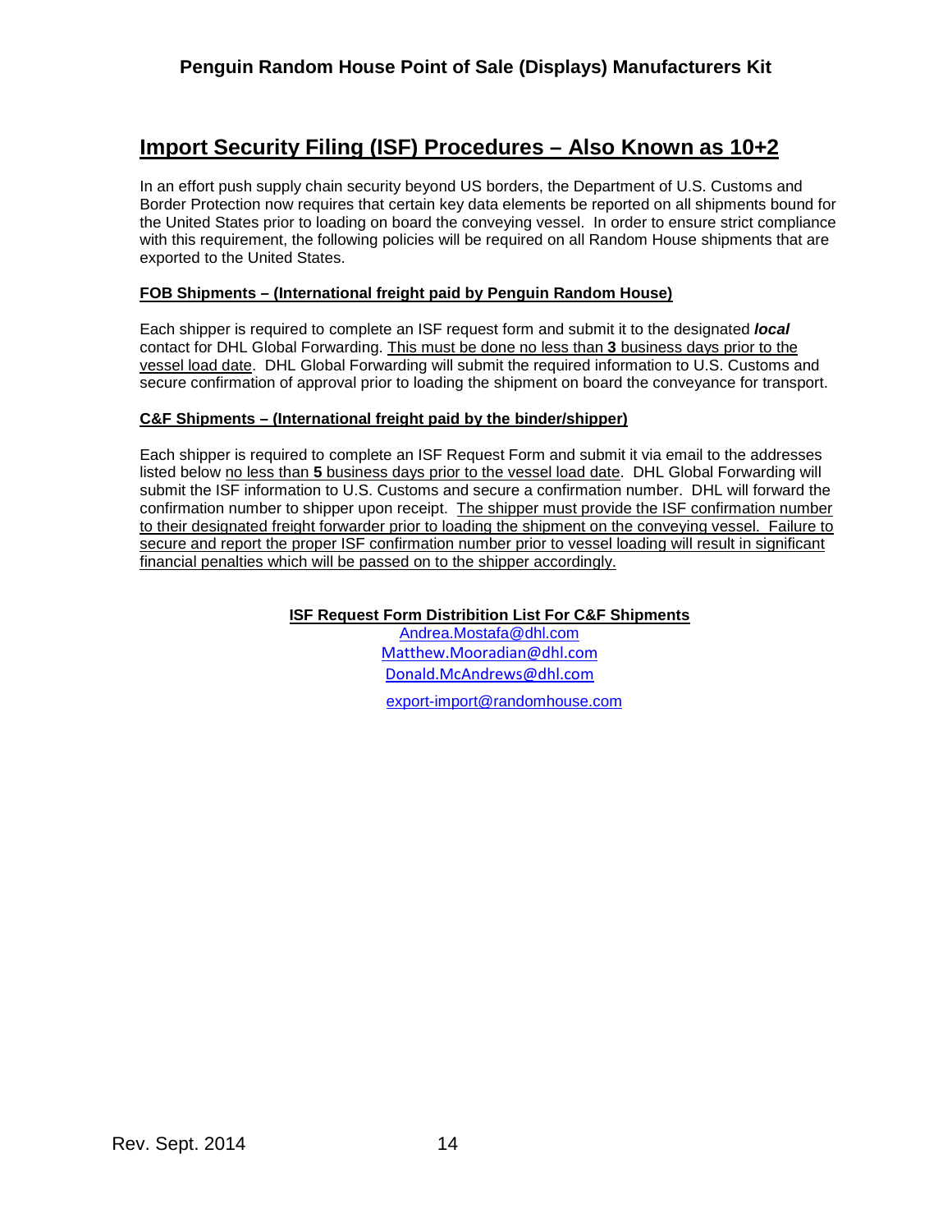# Import Security Filing (ISF) Procedures – Also Known as 10+2

In an effort push supply chain security beyond US borders, the Department of U.S. Customs and Border Protection now requires that certain key data elements be reported on all shipments bound for the United States prior to loading on board the conveying vessel. In order to ensure strict compliance with this requirement, the following policies will be required on all Random House shipments that are exported to the United States.

## FOB Shipments – (International freight paid by Penguin Random House)

Each shipper is required to complete an ISF request form and submit it to the designated ***local*** contact for DHL Global Forwarding. This must be done no less than **3** business days prior to the vessel load date. DHL Global Forwarding will submit the required information to U.S. Customs and secure confirmation of approval prior to loading the shipment on board the conveyance for transport.

## C&F Shipments – (International freight paid by the binder/shipper)

Each shipper is required to complete an ISF Request Form and submit it via email to the addresses listed below no less than **5** business days prior to the vessel load date. DHL Global Forwarding will submit the ISF information to U.S. Customs and secure a confirmation number. DHL will forward the confirmation number to shipper upon receipt. The shipper must provide the ISF confirmation number to their designated freight forwarder prior to loading the shipment on the conveying vessel. Failure to secure and report the proper ISF confirmation number prior to vessel loading will result in significant financial penalties which will be passed on to the shipper accordingly.

**ISF Request Form Distribition List For C&F Shipments**

Andrea.Mostafa@dhl.com

Matthew.Mooradian@dhl.com

Donald.McAndrews@dhl.com

export-import@randomhouse.com